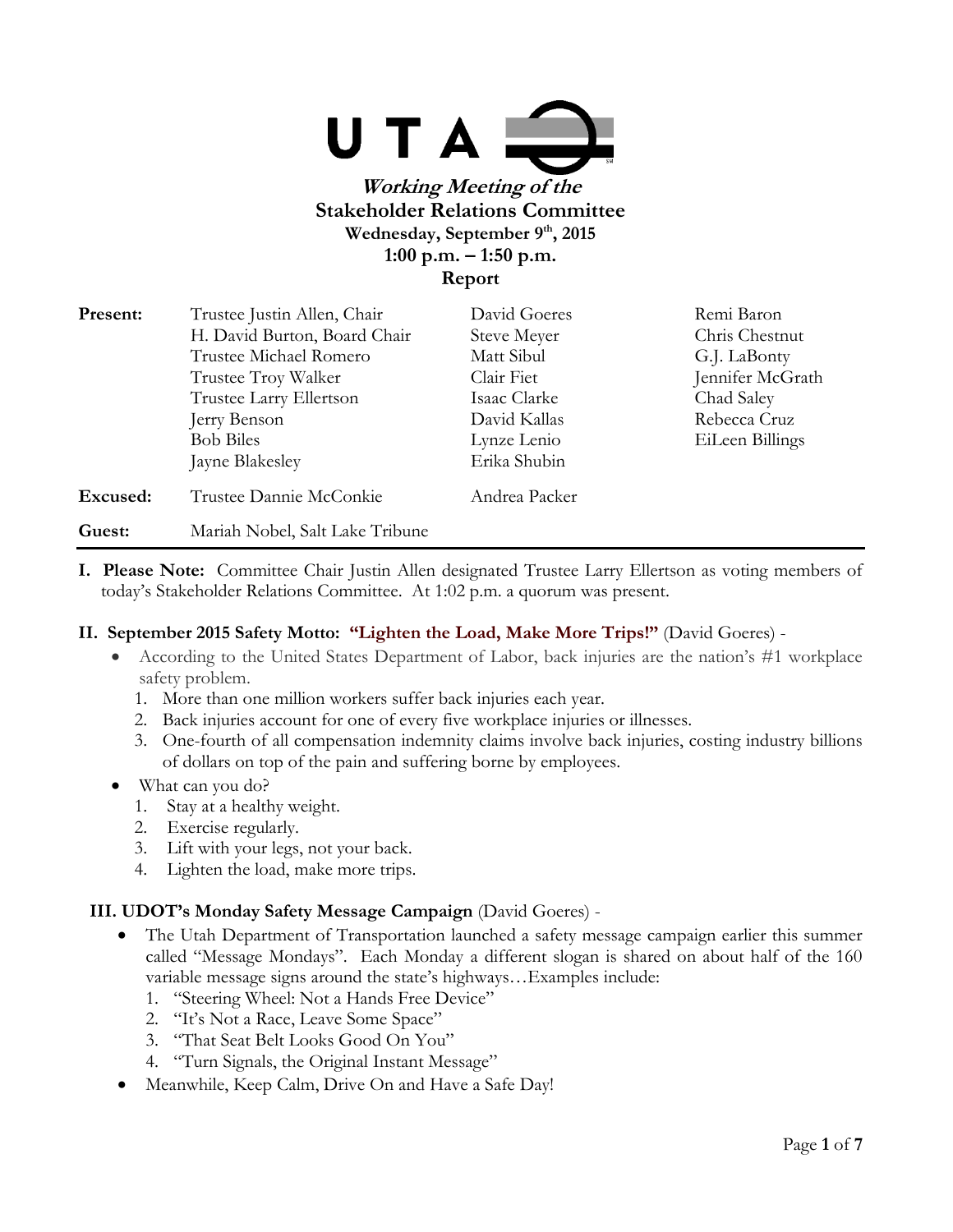UTA

***Working Meeting of the***
**Stakeholder Relations Committee**
**Wednesday, September 9th, 2015**
**1:00 p.m. – 1:50 p.m.**
**Report**

| | | | |
|---|---|---|---|
| **Present:** | Trustee Justin Allen, Chair | David Goeres | Remi Baron |
| | H. David Burton, Board Chair | Steve Meyer | Chris Chestnut |
| | Trustee Michael Romero | Matt Sibul | G.J. LaBonty |
| | Trustee Troy Walker | Clair Fiet | Jennifer McGrath |
| | Trustee Larry Ellertson | Isaac Clarke | Chad Saley |
| | Jerry Benson | David Kallas | Rebecca Cruz |
| | Bob Biles | Lynze Lenio | EiLeen Billings |
| | Jayne Blakesley | Erika Shubin | |
| **Excused:** | Trustee Dannie McConkie | Andrea Packer | |
| **Guest:** | Mariah Nobel, Salt Lake Tribune | | |

**I. Please Note:** Committee Chair Justin Allen designated Trustee Larry Ellertson as voting members of today's Stakeholder Relations Committee. At 1:02 p.m. a quorum was present.

**II. September 2015 Safety Motto: "Lighten the Load, Make More Trips!"** (David Goeres) -

- According to the United States Department of Labor, back injuries are the nation's #1 workplace safety problem.
  1. More than one million workers suffer back injuries each year.
  2. Back injuries account for one of every five workplace injuries or illnesses.
  3. One-fourth of all compensation indemnity claims involve back injuries, costing industry billions of dollars on top of the pain and suffering borne by employees.
- What can you do?
  1. Stay at a healthy weight.
  2. Exercise regularly.
  3. Lift with your legs, not your back.
  4. Lighten the load, make more trips.

**III. UDOT's Monday Safety Message Campaign** (David Goeres) -

- The Utah Department of Transportation launched a safety message campaign earlier this summer called "Message Mondays". Each Monday a different slogan is shared on about half of the 160 variable message signs around the state's highways…Examples include:
  1. "Steering Wheel: Not a Hands Free Device"
  2. "It's Not a Race, Leave Some Space"
  3. "That Seat Belt Looks Good On You"
  4. "Turn Signals, the Original Instant Message"
- Meanwhile, Keep Calm, Drive On and Have a Safe Day!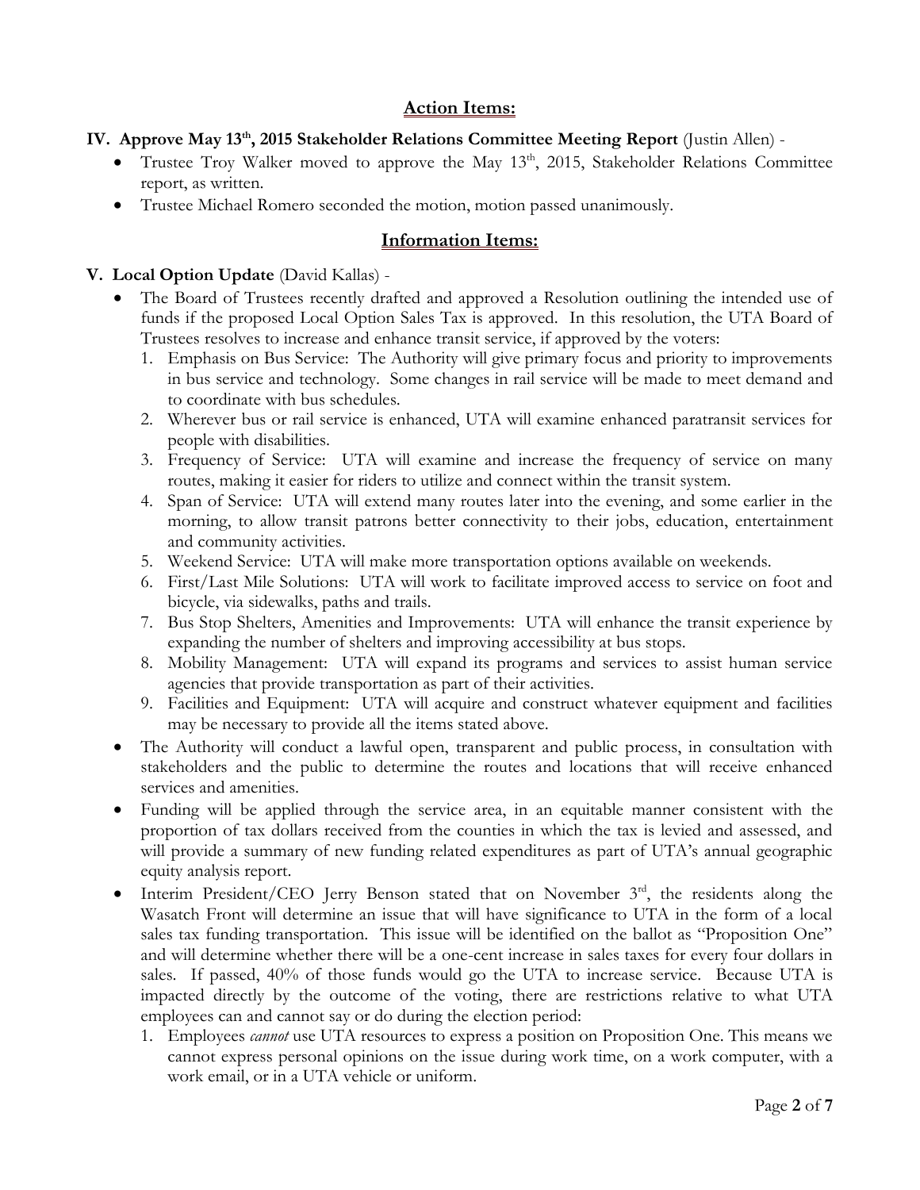## Action Items:

**IV. Approve May 13th, 2015 Stakeholder Relations Committee Meeting Report** (Justin Allen) -

- Trustee Troy Walker moved to approve the May 13th, 2015, Stakeholder Relations Committee report, as written.
- Trustee Michael Romero seconded the motion, motion passed unanimously.

## Information Items:

**V. Local Option Update** (David Kallas) -

- The Board of Trustees recently drafted and approved a Resolution outlining the intended use of funds if the proposed Local Option Sales Tax is approved. In this resolution, the UTA Board of Trustees resolves to increase and enhance transit service, if approved by the voters:
  1. Emphasis on Bus Service: The Authority will give primary focus and priority to improvements in bus service and technology. Some changes in rail service will be made to meet demand and to coordinate with bus schedules.
  2. Wherever bus or rail service is enhanced, UTA will examine enhanced paratransit services for people with disabilities.
  3. Frequency of Service: UTA will examine and increase the frequency of service on many routes, making it easier for riders to utilize and connect within the transit system.
  4. Span of Service: UTA will extend many routes later into the evening, and some earlier in the morning, to allow transit patrons better connectivity to their jobs, education, entertainment and community activities.
  5. Weekend Service: UTA will make more transportation options available on weekends.
  6. First/Last Mile Solutions: UTA will work to facilitate improved access to service on foot and bicycle, via sidewalks, paths and trails.
  7. Bus Stop Shelters, Amenities and Improvements: UTA will enhance the transit experience by expanding the number of shelters and improving accessibility at bus stops.
  8. Mobility Management: UTA will expand its programs and services to assist human service agencies that provide transportation as part of their activities.
  9. Facilities and Equipment: UTA will acquire and construct whatever equipment and facilities may be necessary to provide all the items stated above.
- The Authority will conduct a lawful open, transparent and public process, in consultation with stakeholders and the public to determine the routes and locations that will receive enhanced services and amenities.
- Funding will be applied through the service area, in an equitable manner consistent with the proportion of tax dollars received from the counties in which the tax is levied and assessed, and will provide a summary of new funding related expenditures as part of UTA's annual geographic equity analysis report.
- Interim President/CEO Jerry Benson stated that on November 3rd, the residents along the Wasatch Front will determine an issue that will have significance to UTA in the form of a local sales tax funding transportation. This issue will be identified on the ballot as "Proposition One" and will determine whether there will be a one-cent increase in sales taxes for every four dollars in sales. If passed, 40% of those funds would go the UTA to increase service. Because UTA is impacted directly by the outcome of the voting, there are restrictions relative to what UTA employees can and cannot say or do during the election period:
  1. Employees *cannot* use UTA resources to express a position on Proposition One. This means we cannot express personal opinions on the issue during work time, on a work computer, with a work email, or in a UTA vehicle or uniform.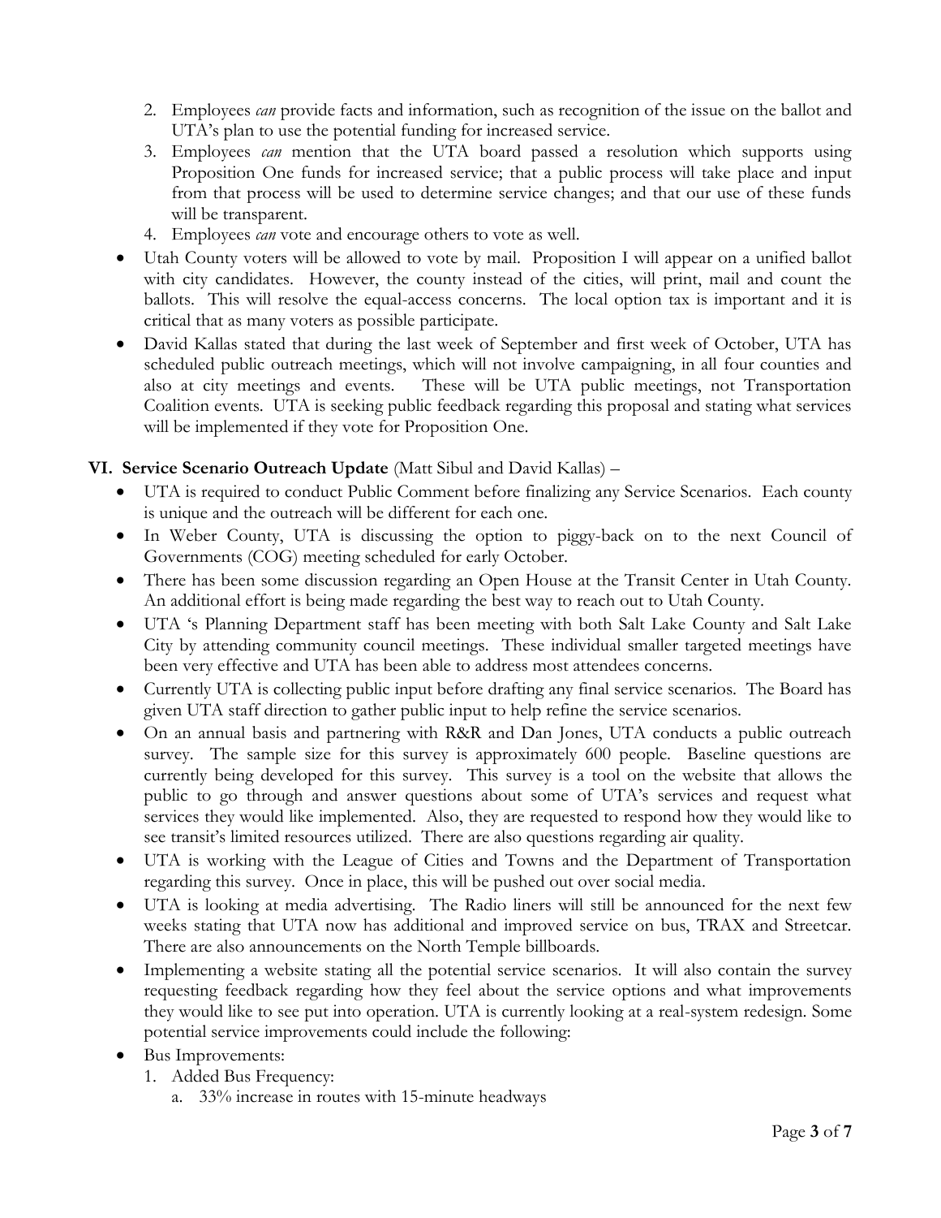2. Employees *can* provide facts and information, such as recognition of the issue on the ballot and UTA's plan to use the potential funding for increased service.
3. Employees *can* mention that the UTA board passed a resolution which supports using Proposition One funds for increased service; that a public process will take place and input from that process will be used to determine service changes; and that our use of these funds will be transparent.
4. Employees *can* vote and encourage others to vote as well.

- Utah County voters will be allowed to vote by mail. Proposition I will appear on a unified ballot with city candidates. However, the county instead of the cities, will print, mail and count the ballots. This will resolve the equal-access concerns. The local option tax is important and it is critical that as many voters as possible participate.
- David Kallas stated that during the last week of September and first week of October, UTA has scheduled public outreach meetings, which will not involve campaigning, in all four counties and also at city meetings and events. These will be UTA public meetings, not Transportation Coalition events. UTA is seeking public feedback regarding this proposal and stating what services will be implemented if they vote for Proposition One.

## VI. Service Scenario Outreach Update (Matt Sibul and David Kallas) –

- UTA is required to conduct Public Comment before finalizing any Service Scenarios. Each county is unique and the outreach will be different for each one.
- In Weber County, UTA is discussing the option to piggy-back on to the next Council of Governments (COG) meeting scheduled for early October.
- There has been some discussion regarding an Open House at the Transit Center in Utah County. An additional effort is being made regarding the best way to reach out to Utah County.
- UTA 's Planning Department staff has been meeting with both Salt Lake County and Salt Lake City by attending community council meetings. These individual smaller targeted meetings have been very effective and UTA has been able to address most attendees concerns.
- Currently UTA is collecting public input before drafting any final service scenarios. The Board has given UTA staff direction to gather public input to help refine the service scenarios.
- On an annual basis and partnering with R&R and Dan Jones, UTA conducts a public outreach survey. The sample size for this survey is approximately 600 people. Baseline questions are currently being developed for this survey. This survey is a tool on the website that allows the public to go through and answer questions about some of UTA's services and request what services they would like implemented. Also, they are requested to respond how they would like to see transit's limited resources utilized. There are also questions regarding air quality.
- UTA is working with the League of Cities and Towns and the Department of Transportation regarding this survey. Once in place, this will be pushed out over social media.
- UTA is looking at media advertising. The Radio liners will still be announced for the next few weeks stating that UTA now has additional and improved service on bus, TRAX and Streetcar. There are also announcements on the North Temple billboards.
- Implementing a website stating all the potential service scenarios. It will also contain the survey requesting feedback regarding how they feel about the service options and what improvements they would like to see put into operation. UTA is currently looking at a real-system redesign. Some potential service improvements could include the following:
- Bus Improvements:
  1. Added Bus Frequency:
     a. 33% increase in routes with 15-minute headways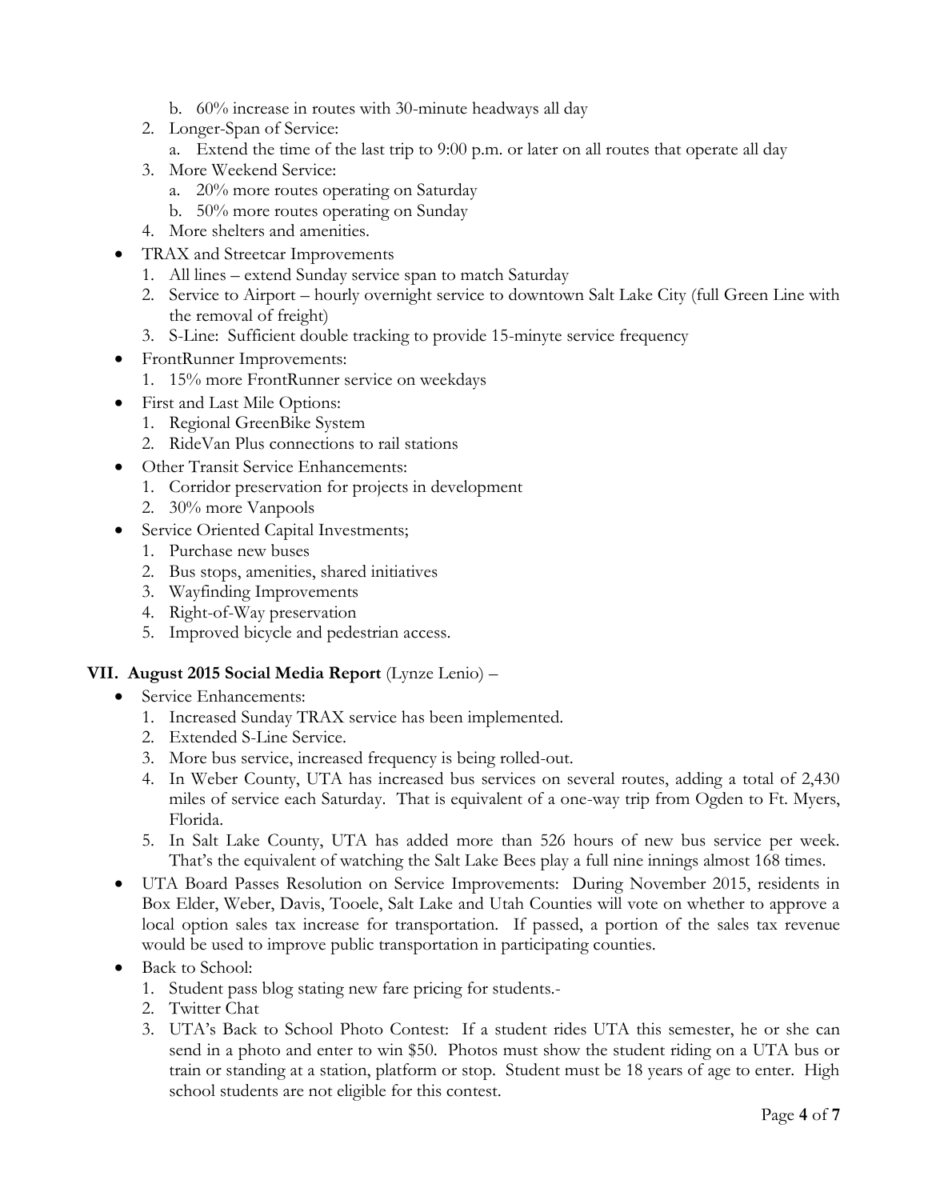b. 60% increase in routes with 30-minute headways all day
2. Longer-Span of Service:
   a. Extend the time of the last trip to 9:00 p.m. or later on all routes that operate all day
3. More Weekend Service:
   a. 20% more routes operating on Saturday
   b. 50% more routes operating on Sunday
4. More shelters and amenities.

- TRAX and Streetcar Improvements
  1. All lines – extend Sunday service span to match Saturday
  2. Service to Airport – hourly overnight service to downtown Salt Lake City (full Green Line with the removal of freight)
  3. S-Line: Sufficient double tracking to provide 15-minyte service frequency
- FrontRunner Improvements:
  1. 15% more FrontRunner service on weekdays
- First and Last Mile Options:
  1. Regional GreenBike System
  2. RideVan Plus connections to rail stations
- Other Transit Service Enhancements:
  1. Corridor preservation for projects in development
  2. 30% more Vanpools
- Service Oriented Capital Investments;
  1. Purchase new buses
  2. Bus stops, amenities, shared initiatives
  3. Wayfinding Improvements
  4. Right-of-Way preservation
  5. Improved bicycle and pedestrian access.

## VII. August 2015 Social Media Report (Lynze Lenio) –

- Service Enhancements:
  1. Increased Sunday TRAX service has been implemented.
  2. Extended S-Line Service.
  3. More bus service, increased frequency is being rolled-out.
  4. In Weber County, UTA has increased bus services on several routes, adding a total of 2,430 miles of service each Saturday. That is equivalent of a one-way trip from Ogden to Ft. Myers, Florida.
  5. In Salt Lake County, UTA has added more than 526 hours of new bus service per week. That's the equivalent of watching the Salt Lake Bees play a full nine innings almost 168 times.
- UTA Board Passes Resolution on Service Improvements: During November 2015, residents in Box Elder, Weber, Davis, Tooele, Salt Lake and Utah Counties will vote on whether to approve a local option sales tax increase for transportation. If passed, a portion of the sales tax revenue would be used to improve public transportation in participating counties.
- Back to School:
  1. Student pass blog stating new fare pricing for students.-
  2. Twitter Chat
  3. UTA's Back to School Photo Contest: If a student rides UTA this semester, he or she can send in a photo and enter to win $50. Photos must show the student riding on a UTA bus or train or standing at a station, platform or stop. Student must be 18 years of age to enter. High school students are not eligible for this contest.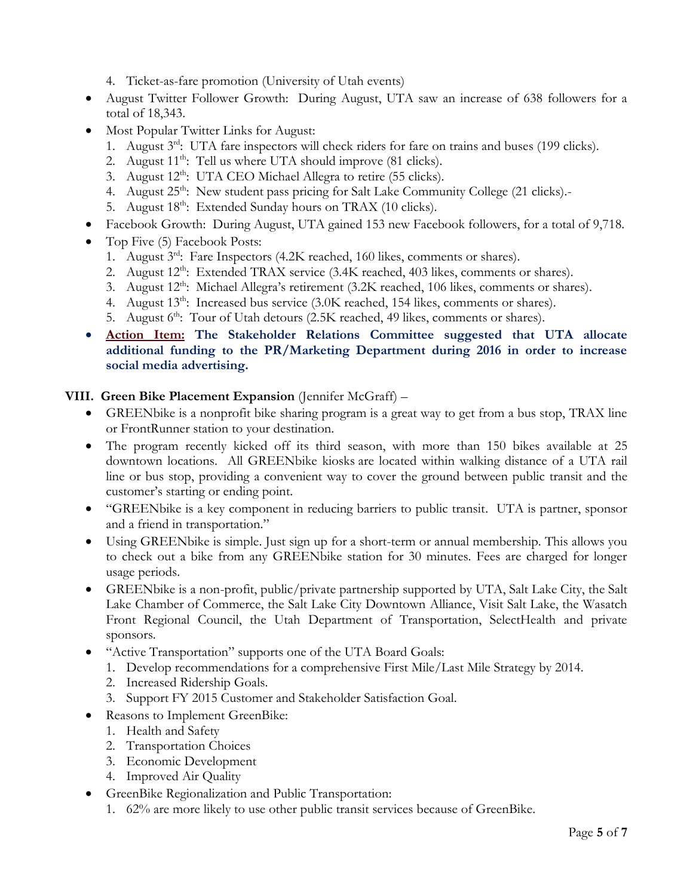4. Ticket-as-fare promotion (University of Utah events)

- August Twitter Follower Growth: During August, UTA saw an increase of 638 followers for a total of 18,343.
- Most Popular Twitter Links for August:
  1. August 3rd: UTA fare inspectors will check riders for fare on trains and buses (199 clicks).
  2. August 11th: Tell us where UTA should improve (81 clicks).
  3. August 12th: UTA CEO Michael Allegra to retire (55 clicks).
  4. August 25th: New student pass pricing for Salt Lake Community College (21 clicks).-
  5. August 18th: Extended Sunday hours on TRAX (10 clicks).
- Facebook Growth: During August, UTA gained 153 new Facebook followers, for a total of 9,718.
- Top Five (5) Facebook Posts:
  1. August 3rd: Fare Inspectors (4.2K reached, 160 likes, comments or shares).
  2. August 12th: Extended TRAX service (3.4K reached, 403 likes, comments or shares).
  3. August 12th: Michael Allegra's retirement (3.2K reached, 106 likes, comments or shares).
  4. August 13th: Increased bus service (3.0K reached, 154 likes, comments or shares).
  5. August 6th: Tour of Utah detours (2.5K reached, 49 likes, comments or shares).
- **Action Item: The Stakeholder Relations Committee suggested that UTA allocate additional funding to the PR/Marketing Department during 2016 in order to increase social media advertising.**

## VIII. Green Bike Placement Expansion (Jennifer McGraff) –

- GREENbike is a nonprofit bike sharing program is a great way to get from a bus stop, TRAX line or FrontRunner station to your destination.
- The program recently kicked off its third season, with more than 150 bikes available at 25 downtown locations. All GREENbike kiosks are located within walking distance of a UTA rail line or bus stop, providing a convenient way to cover the ground between public transit and the customer's starting or ending point.
- "GREENbike is a key component in reducing barriers to public transit. UTA is partner, sponsor and a friend in transportation."
- Using GREENbike is simple. Just sign up for a short-term or annual membership. This allows you to check out a bike from any GREENbike station for 30 minutes. Fees are charged for longer usage periods.
- GREENbike is a non-profit, public/private partnership supported by UTA, Salt Lake City, the Salt Lake Chamber of Commerce, the Salt Lake City Downtown Alliance, Visit Salt Lake, the Wasatch Front Regional Council, the Utah Department of Transportation, SelectHealth and private sponsors.
- "Active Transportation" supports one of the UTA Board Goals:
  1. Develop recommendations for a comprehensive First Mile/Last Mile Strategy by 2014.
  2. Increased Ridership Goals.
  3. Support FY 2015 Customer and Stakeholder Satisfaction Goal.
- Reasons to Implement GreenBike:
  1. Health and Safety
  2. Transportation Choices
  3. Economic Development
  4. Improved Air Quality
- GreenBike Regionalization and Public Transportation:
  1. 62% are more likely to use other public transit services because of GreenBike.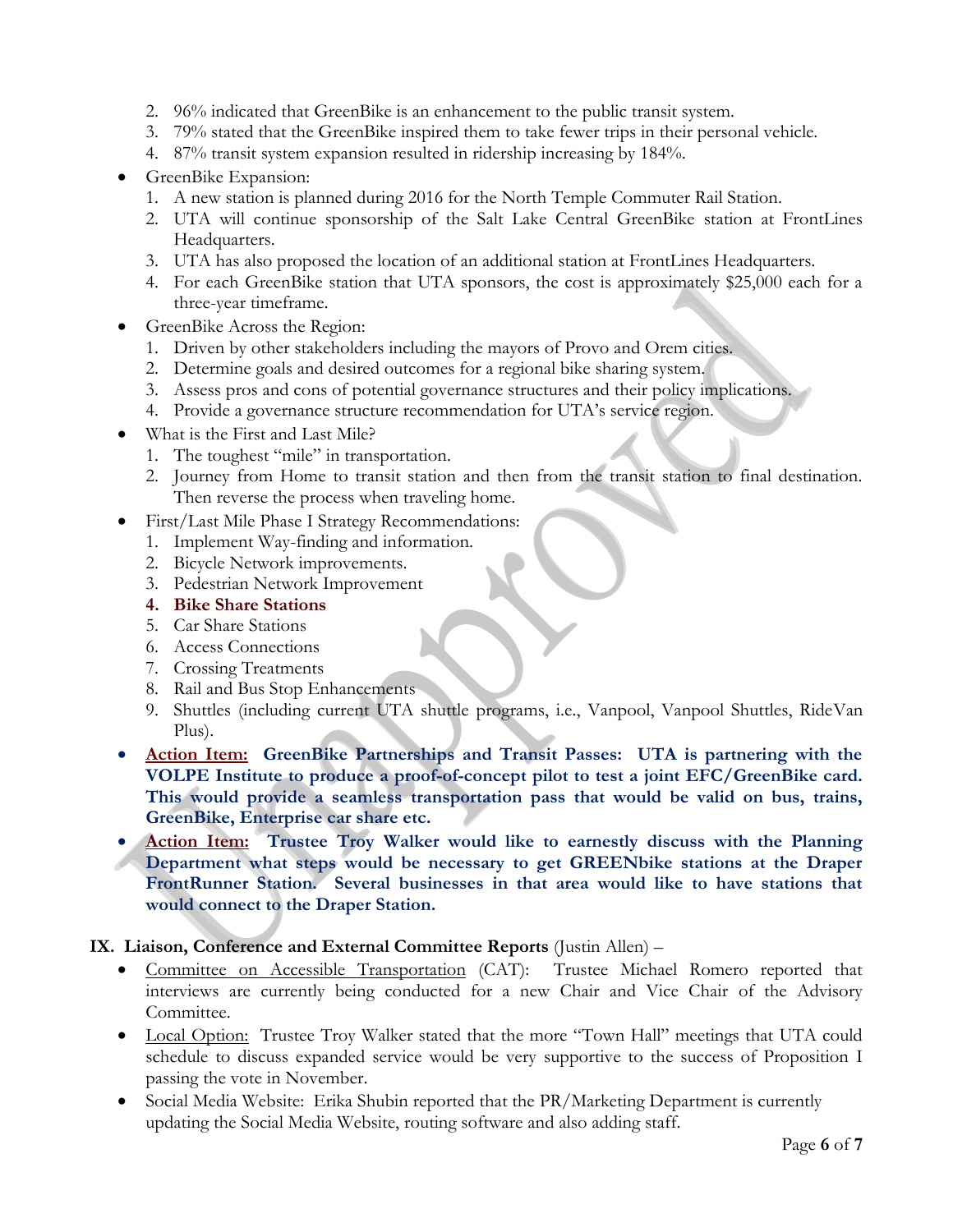2. 96% indicated that GreenBike is an enhancement to the public transit system.
3. 79% stated that the GreenBike inspired them to take fewer trips in their personal vehicle.
4. 87% transit system expansion resulted in ridership increasing by 184%.

- GreenBike Expansion:
  1. A new station is planned during 2016 for the North Temple Commuter Rail Station.
  2. UTA will continue sponsorship of the Salt Lake Central GreenBike station at FrontLines Headquarters.
  3. UTA has also proposed the location of an additional station at FrontLines Headquarters.
  4. For each GreenBike station that UTA sponsors, the cost is approximately $25,000 each for a three-year timeframe.
- GreenBike Across the Region:
  1. Driven by other stakeholders including the mayors of Provo and Orem cities.
  2. Determine goals and desired outcomes for a regional bike sharing system.
  3. Assess pros and cons of potential governance structures and their policy implications.
  4. Provide a governance structure recommendation for UTA's service region.
- What is the First and Last Mile?
  1. The toughest "mile" in transportation.
  2. Journey from Home to transit station and then from the transit station to final destination. Then reverse the process when traveling home.
- First/Last Mile Phase I Strategy Recommendations:
  1. Implement Way-finding and information.
  2. Bicycle Network improvements.
  3. Pedestrian Network Improvement
  4. **Bike Share Stations**
  5. Car Share Stations
  6. Access Connections
  7. Crossing Treatments
  8. Rail and Bus Stop Enhancements
  9. Shuttles (including current UTA shuttle programs, i.e., Vanpool, Vanpool Shuttles, RideVan Plus).
- **Action Item: GreenBike Partnerships and Transit Passes: UTA is partnering with the VOLPE Institute to produce a proof-of-concept pilot to test a joint EFC/GreenBike card. This would provide a seamless transportation pass that would be valid on bus, trains, GreenBike, Enterprise car share etc.**
- **Action Item: Trustee Troy Walker would like to earnestly discuss with the Planning Department what steps would be necessary to get GREENbike stations at the Draper FrontRunner Station. Several businesses in that area would like to have stations that would connect to the Draper Station.**

## IX. Liaison, Conference and External Committee Reports (Justin Allen) –

- Committee on Accessible Transportation (CAT): Trustee Michael Romero reported that interviews are currently being conducted for a new Chair and Vice Chair of the Advisory Committee.
- Local Option: Trustee Troy Walker stated that the more "Town Hall" meetings that UTA could schedule to discuss expanded service would be very supportive to the success of Proposition I passing the vote in November.
- Social Media Website: Erika Shubin reported that the PR/Marketing Department is currently updating the Social Media Website, routing software and also adding staff.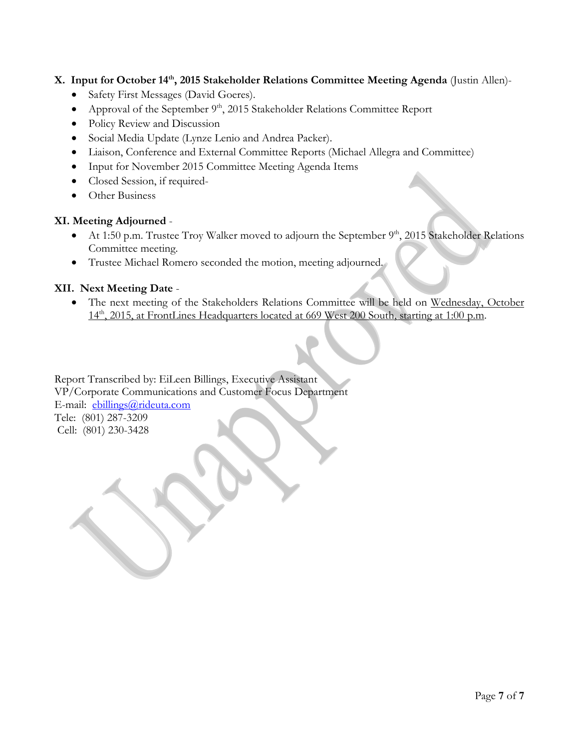**X. Input for October 14th, 2015 Stakeholder Relations Committee Meeting Agenda** (Justin Allen)-

- Safety First Messages (David Goeres).
- Approval of the September 9th, 2015 Stakeholder Relations Committee Report
- Policy Review and Discussion
- Social Media Update (Lynze Lenio and Andrea Packer).
- Liaison, Conference and External Committee Reports (Michael Allegra and Committee)
- Input for November 2015 Committee Meeting Agenda Items
- Closed Session, if required-
- Other Business

**XI. Meeting Adjourned** -

- At 1:50 p.m. Trustee Troy Walker moved to adjourn the September 9th, 2015 Stakeholder Relations Committee meeting.
- Trustee Michael Romero seconded the motion, meeting adjourned.

**XII. Next Meeting Date** -

- The next meeting of the Stakeholders Relations Committee will be held on Wednesday, October 14th, 2015, at FrontLines Headquarters located at 669 West 200 South, starting at 1:00 p.m.

Report Transcribed by: EiLeen Billings, Executive Assistant
VP/Corporate Communications and Customer Focus Department
E-mail: ebillings@rideuta.com
Tele: (801) 287-3209
Cell: (801) 230-3428

Unapproved